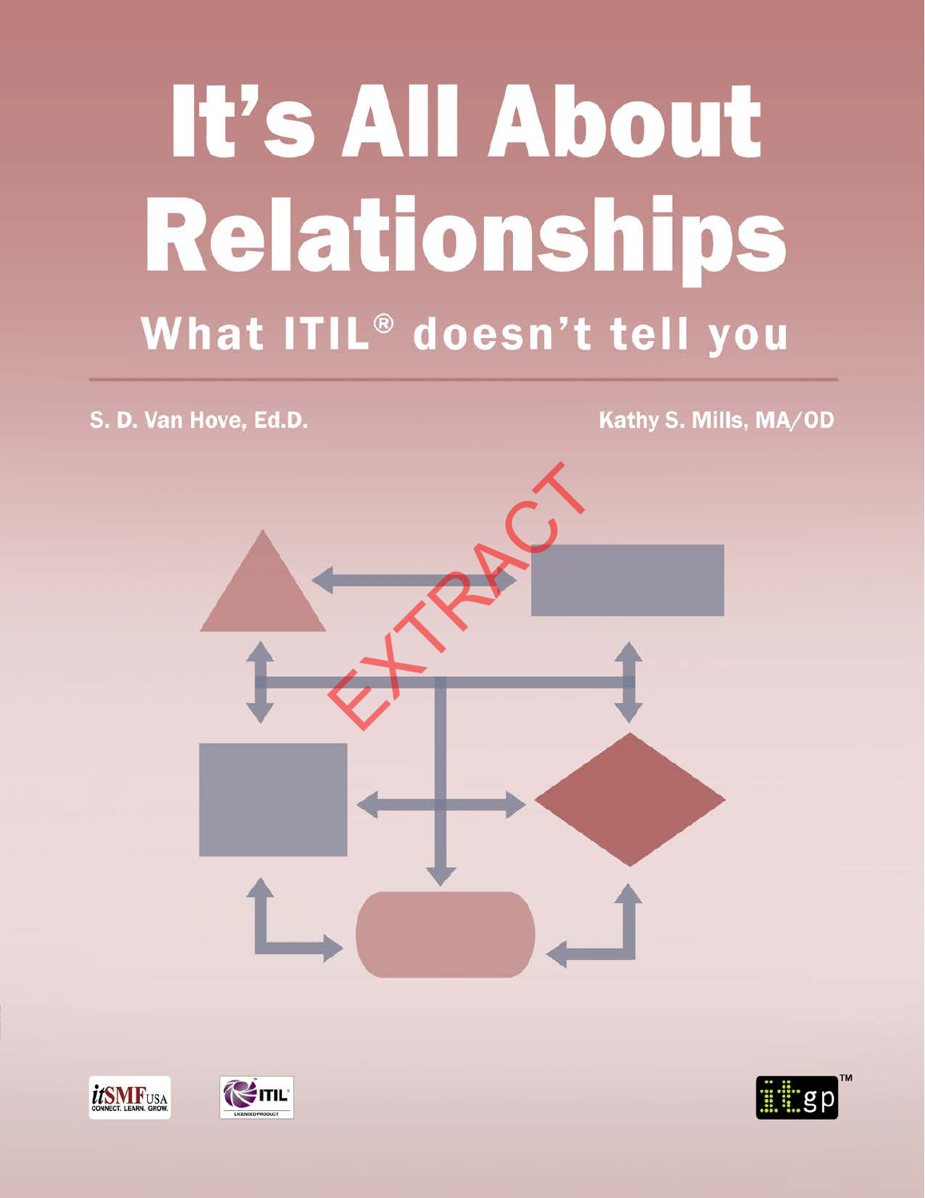# It's All About Relationships

## What ITIL® doesn't tell you

S. D. Van Hove, Ed.D.

Kathy S. Mills, MA/OD

EXTRACT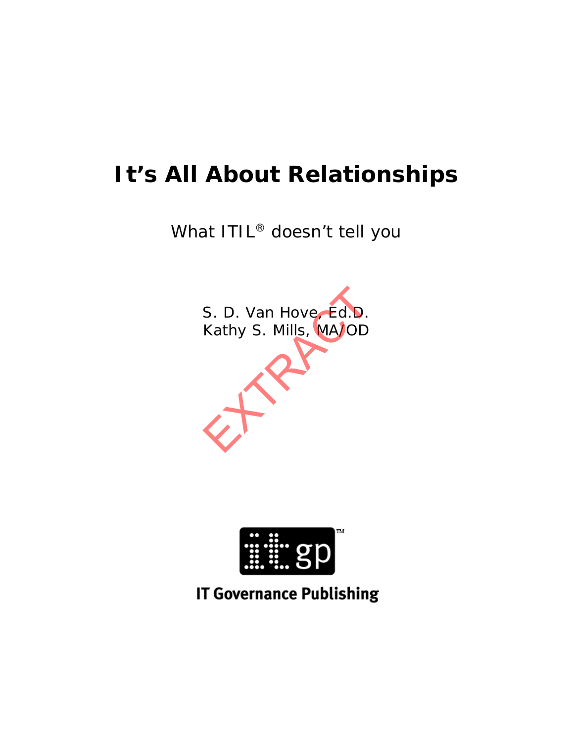# It's All About Relationships

What ITIL® doesn't tell you

S. D. Van Hove, Ed.D.
Kathy S. Mills, MA/OD

EXTRACT

IT Governance Publishing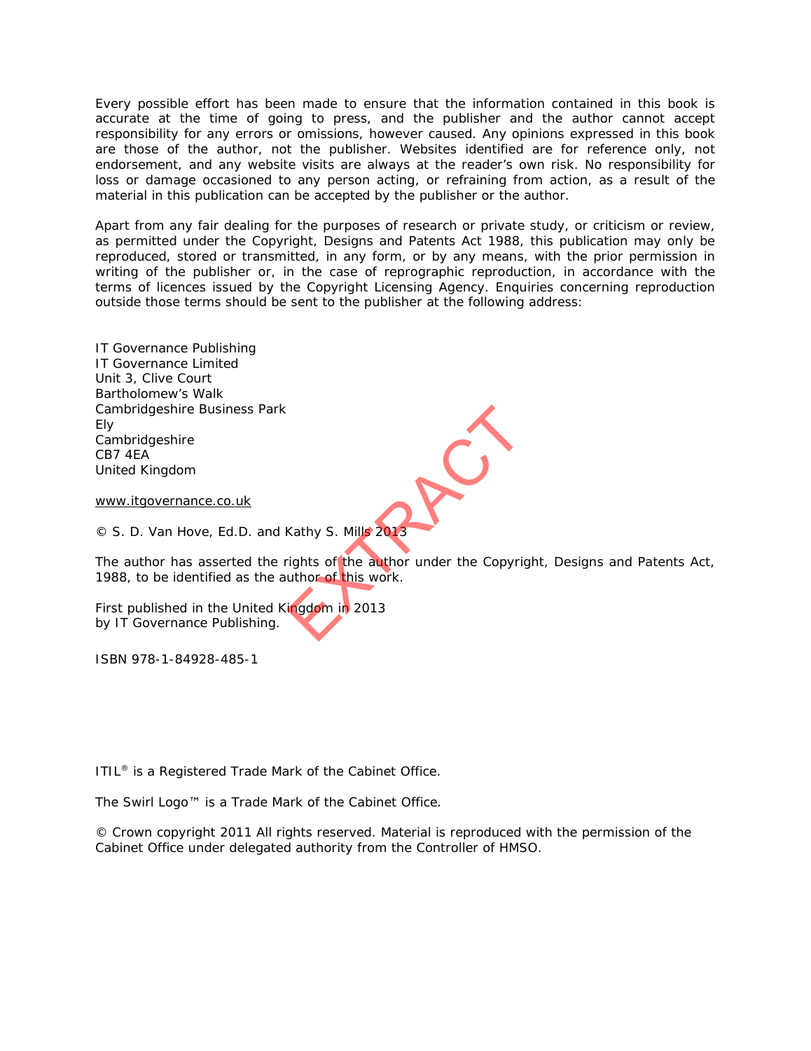Every possible effort has been made to ensure that the information contained in this book is accurate at the time of going to press, and the publisher and the author cannot accept responsibility for any errors or omissions, however caused. Any opinions expressed in this book are those of the author, not the publisher. Websites identified are for reference only, not endorsement, and any website visits are always at the reader's own risk. No responsibility for loss or damage occasioned to any person acting, or refraining from action, as a result of the material in this publication can be accepted by the publisher or the author.

Apart from any fair dealing for the purposes of research or private study, or criticism or review, as permitted under the Copyright, Designs and Patents Act 1988, this publication may only be reproduced, stored or transmitted, in any form, or by any means, with the prior permission in writing of the publisher or, in the case of reprographic reproduction, in accordance with the terms of licences issued by the Copyright Licensing Agency. Enquiries concerning reproduction outside those terms should be sent to the publisher at the following address:

IT Governance Publishing
IT Governance Limited
Unit 3, Clive Court
Bartholomew's Walk
Cambridgeshire Business Park
Ely
Cambridgeshire
CB7 4EA
United Kingdom

www.itgovernance.co.uk

© S. D. Van Hove, Ed.D. and Kathy S. Mills 2013

The author has asserted the rights of the author under the Copyright, Designs and Patents Act, 1988, to be identified as the author of this work.

First published in the United Kingdom in 2013
by IT Governance Publishing.

ISBN 978-1-84928-485-1

ITIL® is a Registered Trade Mark of the Cabinet Office.

The Swirl Logo™ is a Trade Mark of the Cabinet Office.

© Crown copyright 2011 All rights reserved. Material is reproduced with the permission of the Cabinet Office under delegated authority from the Controller of HMSO.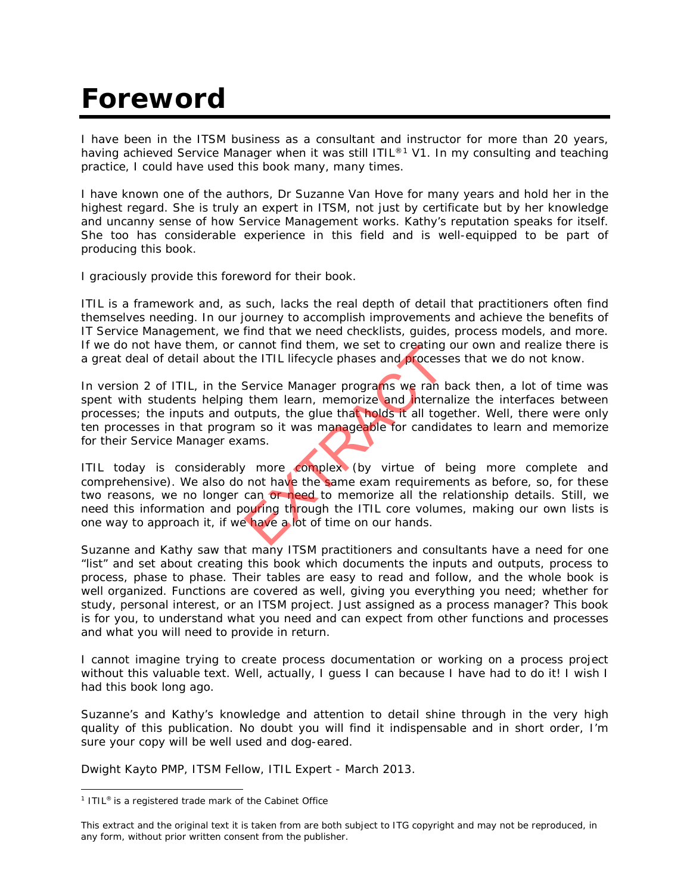# Foreword

I have been in the ITSM business as a consultant and instructor for more than 20 years, having achieved Service Manager when it was still ITIL®[1] V1. In my consulting and teaching practice, I could have used this book many, many times.

I have known one of the authors, Dr Suzanne Van Hove for many years and hold her in the highest regard. She is truly an expert in ITSM, not just by certificate but by her knowledge and uncanny sense of how Service Management works. Kathy's reputation speaks for itself. She too has considerable experience in this field and is well-equipped to be part of producing this book.

I graciously provide this foreword for their book.

ITIL is a framework and, as such, lacks the real depth of detail that practitioners often find themselves needing. In our journey to accomplish improvements and achieve the benefits of IT Service Management, we find that we need checklists, guides, process models, and more. If we do not have them, or cannot find them, we set to creating our own and realize there is a great deal of detail about the ITIL lifecycle phases and processes that we do not know.

In version 2 of ITIL, in the Service Manager programs we ran back then, a lot of time was spent with students helping them learn, memorize and internalize the interfaces between processes; the inputs and outputs, the glue that holds it all together. Well, there were only ten processes in that program so it was manageable for candidates to learn and memorize for their Service Manager exams.

ITIL today is considerably more complex (by virtue of being more complete and comprehensive). We also do not have the same exam requirements as before, so, for these two reasons, we no longer can or need to memorize all the relationship details. Still, we need this information and pouring through the ITIL core volumes, making our own lists is one way to approach it, if we have a lot of time on our hands.

Suzanne and Kathy saw that many ITSM practitioners and consultants have a need for one "list" and set about creating this book which documents the inputs and outputs, process to process, phase to phase. Their tables are easy to read and follow, and the whole book is well organized. Functions are covered as well, giving you everything you need; whether for study, personal interest, or an ITSM project. Just assigned as a process manager? This book is for you, to understand what you need and can expect from other functions and processes and what you will need to provide in return.

I cannot imagine trying to create process documentation or working on a process project without this valuable text. Well, actually, I guess I can because I have had to do it! I wish I had this book long ago.

Suzanne's and Kathy's knowledge and attention to detail shine through in the very high quality of this publication. No doubt you will find it indispensable and in short order, I'm sure your copy will be well used and dog-eared.

Dwight Kayto PMP, ITSM Fellow, ITIL Expert - March 2013.

---

[1] ITIL® is a registered trade mark of the Cabinet Office

This extract and the original text it is taken from are both subject to ITG copyright and may not be reproduced, in any form, without prior written consent from the publisher.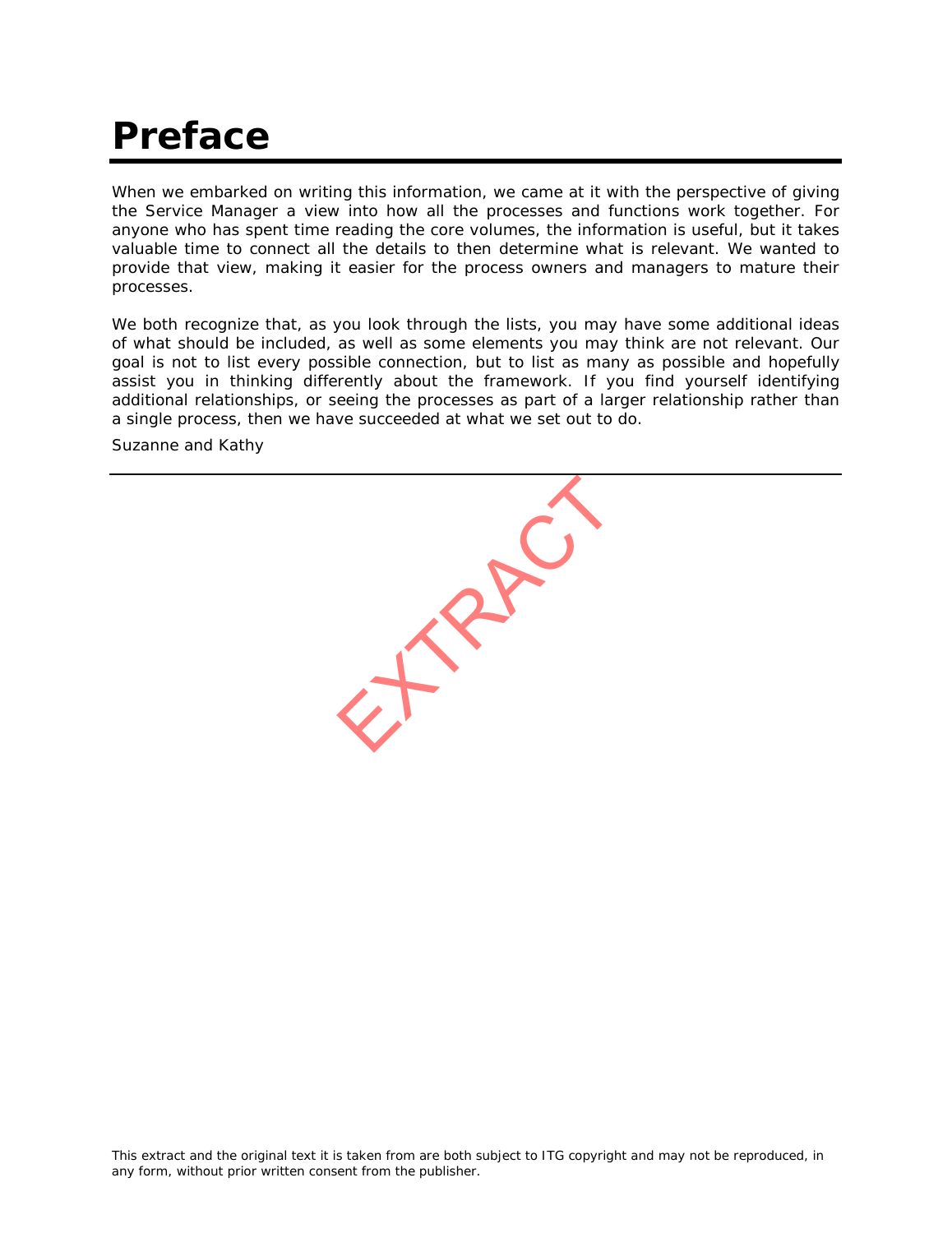# Preface

When we embarked on writing this information, we came at it with the perspective of giving the Service Manager a view into how all the processes and functions work together. For anyone who has spent time reading the core volumes, the information is useful, but it takes valuable time to connect all the details to then determine what is relevant. We wanted to provide that view, making it easier for the process owners and managers to mature their processes.

We both recognize that, as you look through the lists, you may have some additional ideas of what should be included, as well as some elements you may think are not relevant. Our goal is not to list every possible connection, but to list as many as possible and hopefully assist you in thinking differently about the framework. If you find yourself identifying additional relationships, or seeing the processes as part of a larger relationship rather than a single process, then we have succeeded at what we set out to do.

Suzanne and Kathy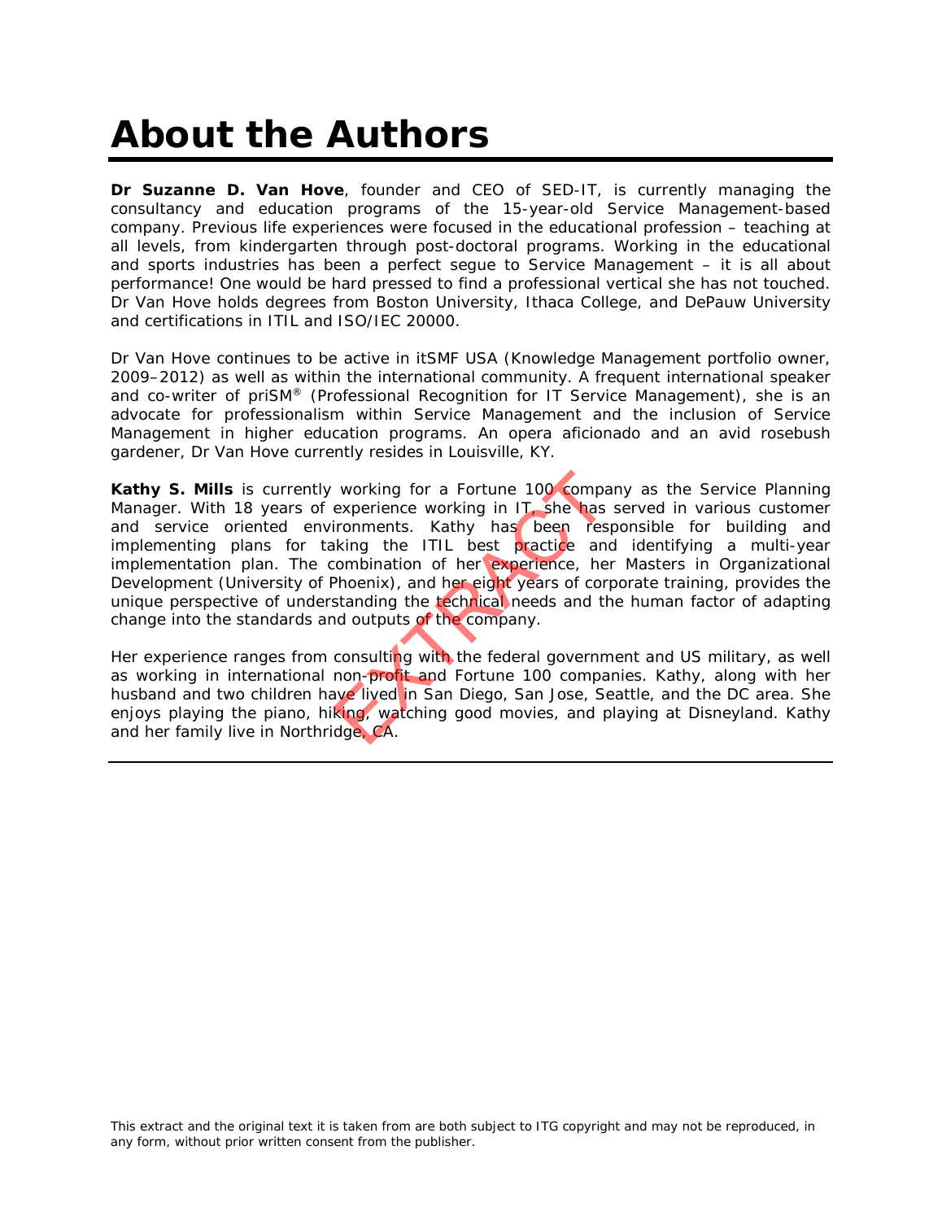# About the Authors

**Dr Suzanne D. Van Hove**, founder and CEO of SED-IT, is currently managing the consultancy and education programs of the 15-year-old Service Management-based company. Previous life experiences were focused in the educational profession – teaching at all levels, from kindergarten through post-doctoral programs. Working in the educational and sports industries has been a perfect segue to Service Management – it is all about performance! One would be hard pressed to find a professional vertical she has not touched. Dr Van Hove holds degrees from Boston University, Ithaca College, and DePauw University and certifications in ITIL and ISO/IEC 20000.

Dr Van Hove continues to be active in itSMF USA (Knowledge Management portfolio owner, 2009–2012) as well as within the international community. A frequent international speaker and co-writer of priSM® (Professional Recognition for IT Service Management), she is an advocate for professionalism within Service Management and the inclusion of Service Management in higher education programs. An opera aficionado and an avid rosebush gardener, Dr Van Hove currently resides in Louisville, KY.

**Kathy S. Mills** is currently working for a Fortune 100 company as the Service Planning Manager. With 18 years of experience working in IT, she has served in various customer and service oriented environments. Kathy has been responsible for building and implementing plans for taking the ITIL best practice and identifying a multi-year implementation plan. The combination of her experience, her Masters in Organizational Development (University of Phoenix), and her eight years of corporate training, provides the unique perspective of understanding the technical needs and the human factor of adapting change into the standards and outputs of the company.

Her experience ranges from consulting with the federal government and US military, as well as working in international non-profit and Fortune 100 companies. Kathy, along with her husband and two children have lived in San Diego, San Jose, Seattle, and the DC area. She enjoys playing the piano, hiking, watching good movies, and playing at Disneyland. Kathy and her family live in Northridge, CA.

This extract and the original text it is taken from are both subject to ITG copyright and may not be reproduced, in any form, without prior written consent from the publisher.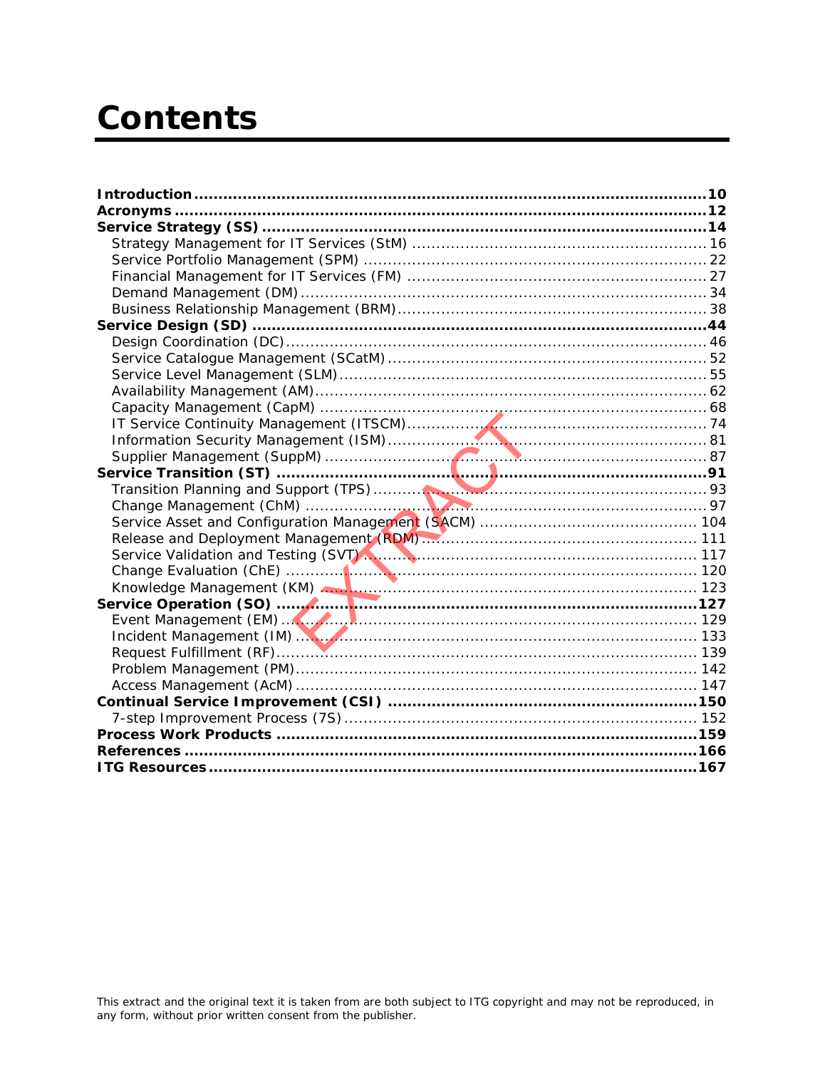# Contents

**Introduction** .......... **10**
**Acronyms** .......... **12**
**Service Strategy (SS)** .......... **14**
- Strategy Management for IT Services (StM) .......... 16
- Service Portfolio Management (SPM) .......... 22
- Financial Management for IT Services (FM) .......... 27
- Demand Management (DM) .......... 34
- Business Relationship Management (BRM) .......... 38

**Service Design (SD)** .......... **44**
- Design Coordination (DC) .......... 46
- Service Catalogue Management (SCatM) .......... 52
- Service Level Management (SLM) .......... 55
- Availability Management (AM) .......... 62
- Capacity Management (CapM) .......... 68
- IT Service Continuity Management (ITSCM) .......... 74
- Information Security Management (ISM) .......... 81
- Supplier Management (SuppM) .......... 87

**Service Transition (ST)** .......... **91**
- Transition Planning and Support (TPS) .......... 93
- Change Management (ChM) .......... 97
- Service Asset and Configuration Management (SACM) .......... 104
- Release and Deployment Management (RDM) .......... 111
- Service Validation and Testing (SVT) .......... 117
- Change Evaluation (ChE) .......... 120
- Knowledge Management (KM) .......... 123

**Service Operation (SO)** .......... **127**
- Event Management (EM) .......... 129
- Incident Management (IM) .......... 133
- Request Fulfillment (RF) .......... 139
- Problem Management (PM) .......... 142
- Access Management (AcM) .......... 147

**Continual Service Improvement (CSI)** .......... **150**
- 7-step Improvement Process (7S) .......... 152

**Process Work Products** .......... **159**
**References** .......... **166**
**ITG Resources** .......... **167**

This extract and the original text it is taken from are both subject to ITG copyright and may not be reproduced, in any form, without prior written consent from the publisher.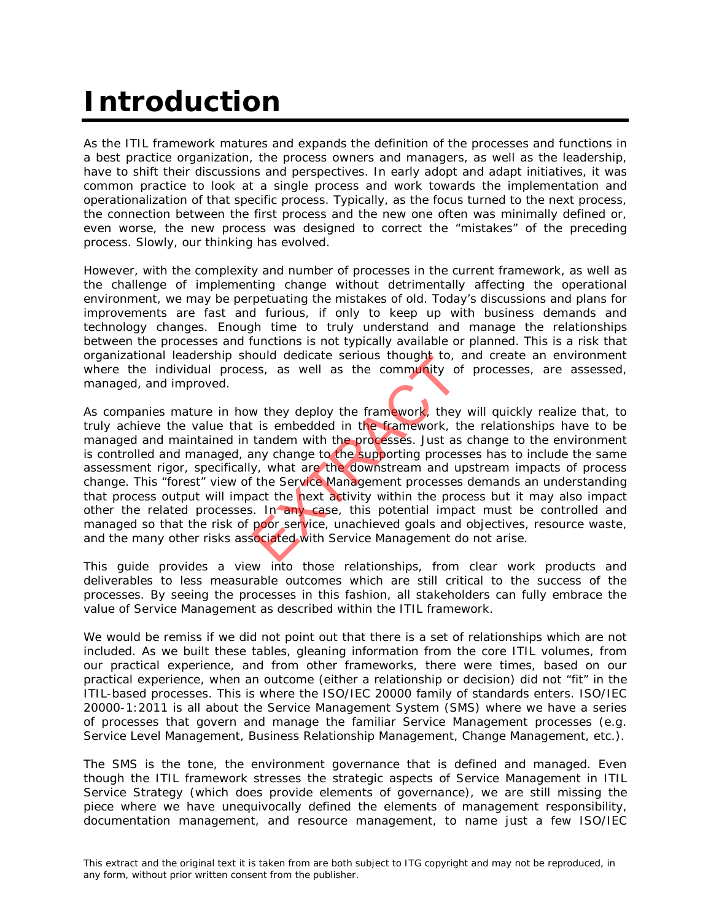# Introduction

As the ITIL framework matures and expands the definition of the processes and functions in a best practice organization, the process owners and managers, as well as the leadership, have to shift their discussions and perspectives. In early adopt and adapt initiatives, it was common practice to look at a single process and work towards the implementation and operationalization of that specific process. Typically, as the focus turned to the next process, the connection between the first process and the new one often was minimally defined or, even worse, the new process was designed to correct the "mistakes" of the preceding process. Slowly, our thinking has evolved.

However, with the complexity and number of processes in the current framework, as well as the challenge of implementing change without detrimentally affecting the operational environment, we may be perpetuating the mistakes of old. Today's discussions and plans for improvements are fast and furious, if only to keep up with business demands and technology changes. Enough time to truly understand and manage the relationships between the processes and functions is not typically available or planned. This is a risk that organizational leadership should dedicate serious thought to, and create an environment where the individual process, as well as the community of processes, are assessed, managed, and improved.

As companies mature in how they deploy the framework, they will quickly realize that, to truly achieve the value that is embedded in the framework, the relationships have to be managed and maintained in tandem with the processes. Just as change to the environment is controlled and managed, any change to the supporting processes has to include the same assessment rigor, specifically, what are the downstream and upstream impacts of process change. This "forest" view of the Service Management processes demands an understanding that process output will impact the next activity within the process but it may also impact other the related processes. In any case, this potential impact must be controlled and managed so that the risk of poor service, unachieved goals and objectives, resource waste, and the many other risks associated with Service Management do not arise.

This guide provides a view into those relationships, from clear work products and deliverables to less measurable outcomes which are still critical to the success of the processes. By seeing the processes in this fashion, all stakeholders can fully embrace the value of Service Management as described within the ITIL framework.

We would be remiss if we did not point out that there is a set of relationships which are not included. As we built these tables, gleaning information from the core ITIL volumes, from our practical experience, and from other frameworks, there were times, based on our practical experience, when an outcome (either a relationship or decision) did not "fit" in the ITIL-based processes. This is where the ISO/IEC 20000 family of standards enters. ISO/IEC 20000-1:2011 is all about the Service Management System (SMS) where we have a series of processes that govern and manage the familiar Service Management processes (e.g. Service Level Management, Business Relationship Management, Change Management, etc.).

The SMS is the tone, the environment governance that is defined and managed. Even though the ITIL framework stresses the strategic aspects of Service Management in ITIL Service Strategy (which does provide elements of governance), we are still missing the piece where we have unequivocally defined the elements of management responsibility, documentation management, and resource management, to name just a few ISO/IEC

This extract and the original text it is taken from are both subject to ITG copyright and may not be reproduced, in any form, without prior written consent from the publisher.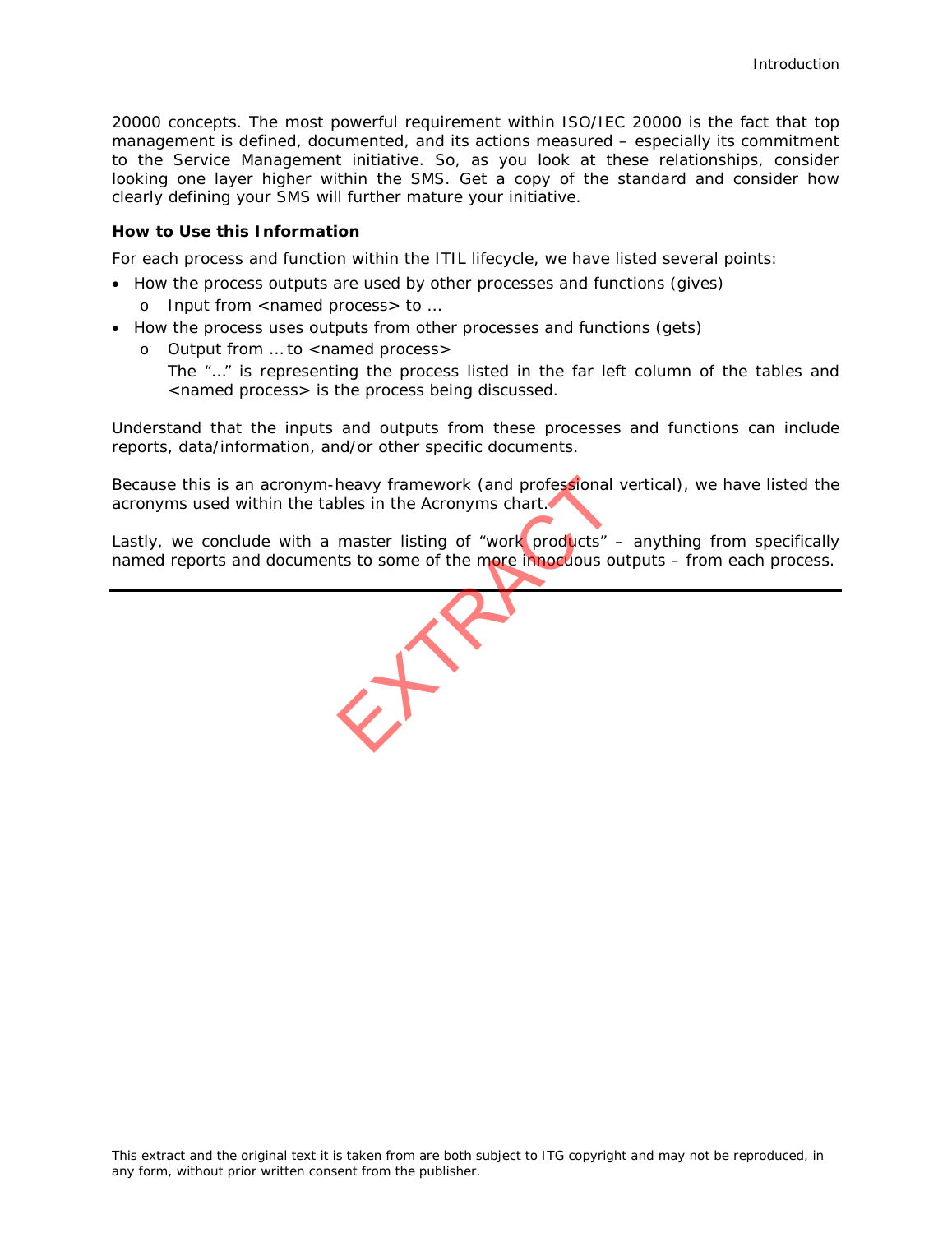20000 concepts. The most powerful requirement within ISO/IEC 20000 is the fact that top management is defined, documented, and its actions measured – especially its commitment to the Service Management initiative. So, as you look at these relationships, consider looking one layer higher within the SMS. Get a copy of the standard and consider how clearly defining your SMS will further mature your initiative.

**How to Use this Information**

For each process and function within the ITIL lifecycle, we have listed several points:

- How the process outputs are used by other processes and functions (gives)
  - Input from <named process> to …
- How the process uses outputs from other processes and functions (gets)
  - Output from … to <named process>

    The "…" is representing the process listed in the far left column of the tables and <named process> is the process being discussed.

Understand that the inputs and outputs from these processes and functions can include reports, data/information, and/or other specific documents.

Because this is an acronym-heavy framework (and professional vertical), we have listed the acronyms used within the tables in the Acronyms chart.

Lastly, we conclude with a master listing of "work products" – anything from specifically named reports and documents to some of the more innocuous outputs – from each process.

---

EXTRACT

This extract and the original text it is taken from are both subject to ITG copyright and may not be reproduced, in any form, without prior written consent from the publisher.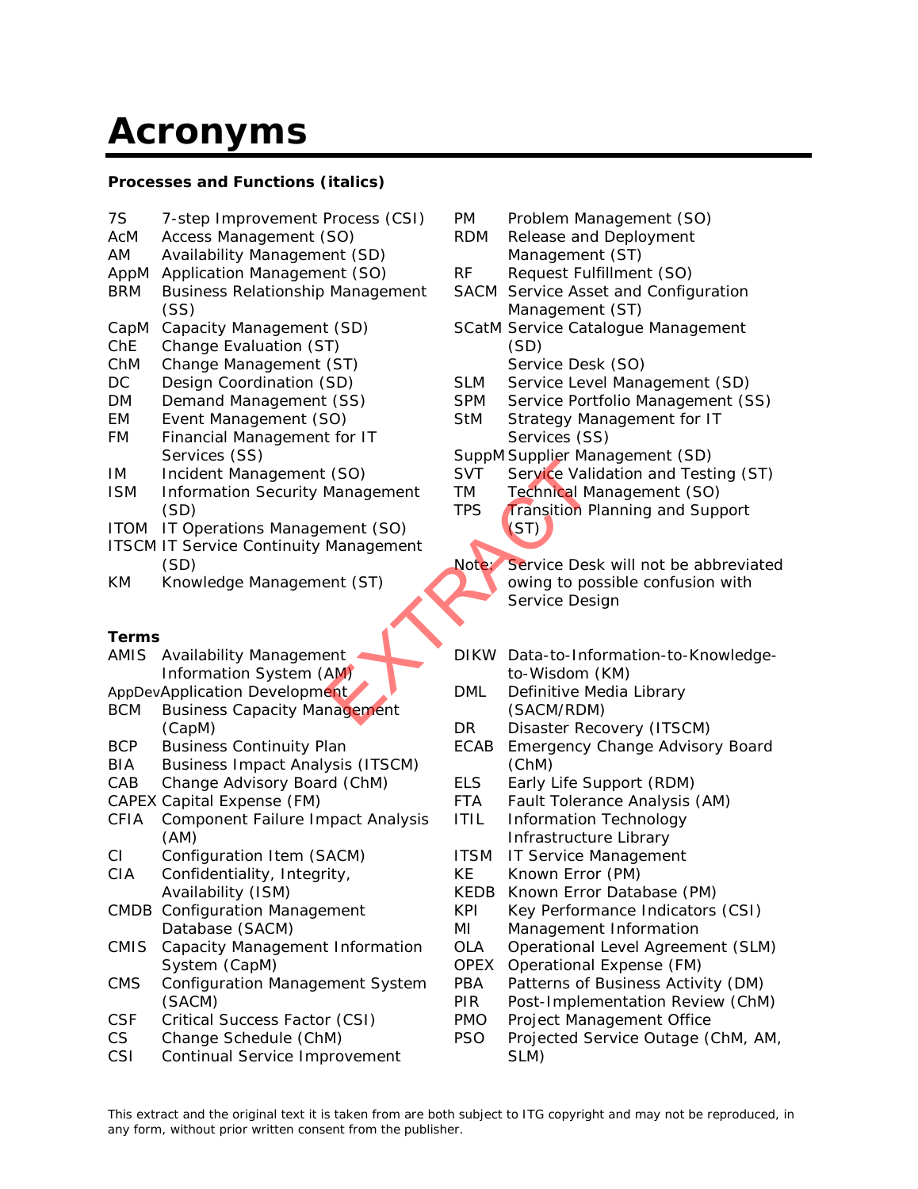# Acronyms

**Processes and Functions (italics)**

| | |
|---|---|
| 7S | 7-step Improvement Process (CSI) |
| AcM | Access Management (SO) |
| AM | Availability Management (SD) |
| AppM | Application Management (SO) |
| BRM | Business Relationship Management (SS) |
| CapM | Capacity Management (SD) |
| ChE | Change Evaluation (ST) |
| ChM | Change Management (ST) |
| DC | Design Coordination (SD) |
| DM | Demand Management (SS) |
| EM | Event Management (SO) |
| FM | Financial Management for IT Services (SS) |
| IM | Incident Management (SO) |
| ISM | Information Security Management (SD) |
| ITOM | IT Operations Management (SO) |
| ITSCM | IT Service Continuity Management (SD) |
| KM | Knowledge Management (ST) |
| PM | Problem Management (SO) |
| RDM | Release and Deployment Management (ST) |
| RF | Request Fulfillment (SO) |
| SACM | Service Asset and Configuration Management (ST) |
| SCatM | Service Catalogue Management (SD) |
| | Service Desk (SO) |
| SLM | Service Level Management (SD) |
| SPM | Service Portfolio Management (SS) |
| StM | Strategy Management for IT Services (SS) |
| SuppM | Supplier Management (SD) |
| SVT | Service Validation and Testing (ST) |
| TM | Technical Management (SO) |
| TPS | Transition Planning and Support (ST) |

Note: Service Desk will not be abbreviated owing to possible confusion with Service Design

**Terms**

| | |
|---|---|
| AMIS | Availability Management Information System (AM) |
| AppDev | Application Development |
| BCM | Business Capacity Management (CapM) |
| BCP | Business Continuity Plan |
| BIA | Business Impact Analysis (ITSCM) |
| CAB | Change Advisory Board (ChM) |
| CAPEX | Capital Expense (FM) |
| CFIA | Component Failure Impact Analysis (AM) |
| CI | Configuration Item (SACM) |
| CIA | Confidentiality, Integrity, Availability (ISM) |
| CMDB | Configuration Management Database (SACM) |
| CMIS | Capacity Management Information System (CapM) |
| CMS | Configuration Management System (SACM) |
| CSF | Critical Success Factor (CSI) |
| CS | Change Schedule (ChM) |
| CSI | Continual Service Improvement |
| DIKW | Data-to-Information-to-Knowledge-to-Wisdom (KM) |
| DML | Definitive Media Library (SACM/RDM) |
| DR | Disaster Recovery (ITSCM) |
| ECAB | Emergency Change Advisory Board (ChM) |
| ELS | Early Life Support (RDM) |
| FTA | Fault Tolerance Analysis (AM) |
| ITIL | Information Technology Infrastructure Library |
| ITSM | IT Service Management |
| KE | Known Error (PM) |
| KEDB | Known Error Database (PM) |
| KPI | Key Performance Indicators (CSI) |
| MI | Management Information |
| OLA | Operational Level Agreement (SLM) |
| OPEX | Operational Expense (FM) |
| PBA | Patterns of Business Activity (DM) |
| PIR | Post-Implementation Review (ChM) |
| PMO | Project Management Office |
| PSO | Projected Service Outage (ChM, AM, SLM) |

This extract and the original text it is taken from are both subject to ITG copyright and may not be reproduced, in any form, without prior written consent from the publisher.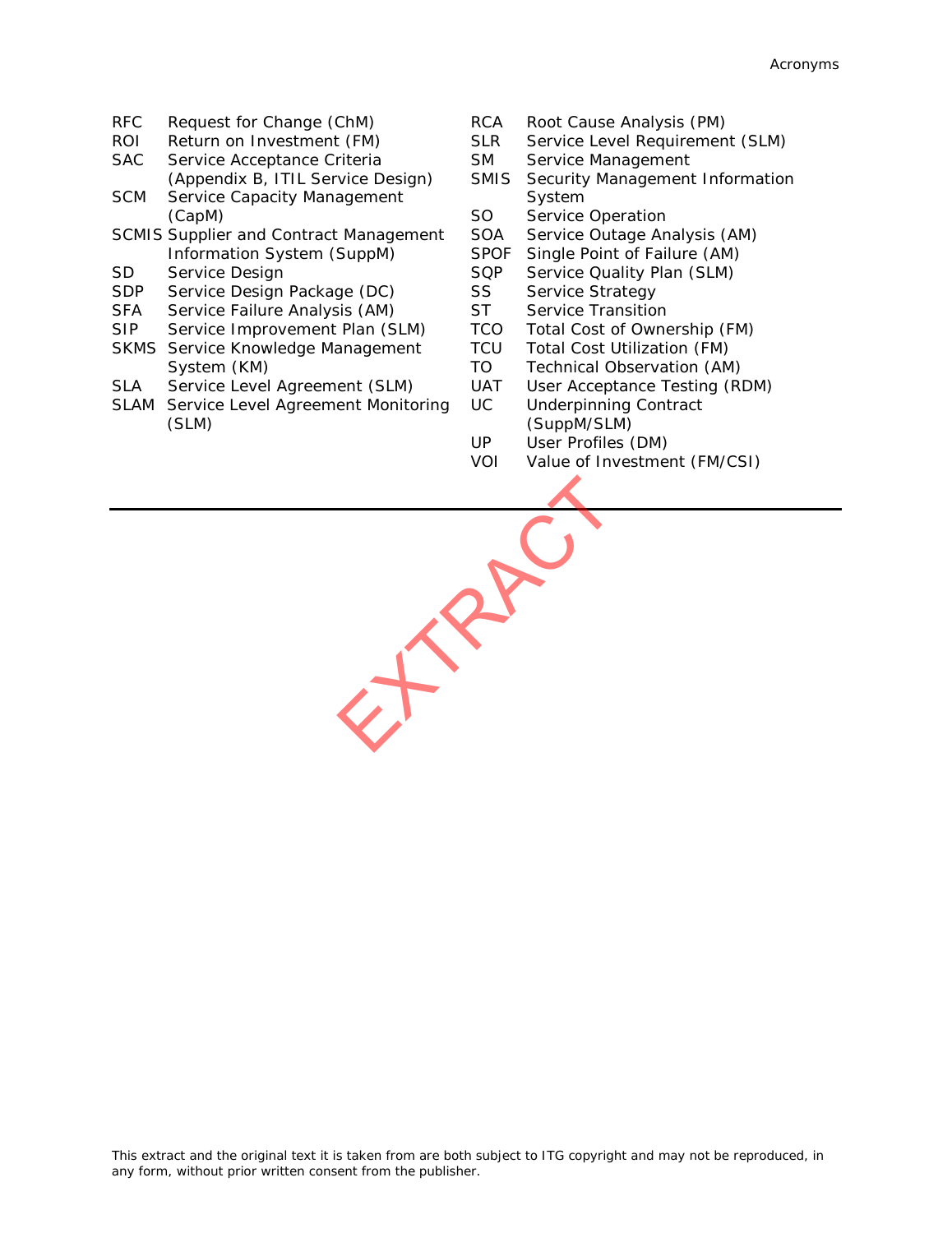| | |
|---|---|
| RFC | Request for Change (ChM) |
| ROI | Return on Investment (FM) |
| SAC | Service Acceptance Criteria (Appendix B, ITIL Service Design) |
| SCM | Service Capacity Management (CapM) |
| SCMIS | Supplier and Contract Management Information System (SuppM) |
| SD | Service Design |
| SDP | Service Design Package (DC) |
| SFA | Service Failure Analysis (AM) |
| SIP | Service Improvement Plan (SLM) |
| SKMS | Service Knowledge Management System (KM) |
| SLA | Service Level Agreement (SLM) |
| SLAM | Service Level Agreement Monitoring (SLM) |
| RCA | Root Cause Analysis (PM) |
| SLR | Service Level Requirement (SLM) |
| SM | Service Management |
| SMIS | Security Management Information System |
| SO | Service Operation |
| SOA | Service Outage Analysis (AM) |
| SPOF | Single Point of Failure (AM) |
| SQP | Service Quality Plan (SLM) |
| SS | Service Strategy |
| ST | Service Transition |
| TCO | Total Cost of Ownership (FM) |
| TCU | Total Cost Utilization (FM) |
| TO | Technical Observation (AM) |
| UAT | User Acceptance Testing (RDM) |
| UC | Underpinning Contract (SuppM/SLM) |
| UP | User Profiles (DM) |
| VOI | Value of Investment (FM/CSI) |

---

This extract and the original text it is taken from are both subject to ITG copyright and may not be reproduced, in any form, without prior written consent from the publisher.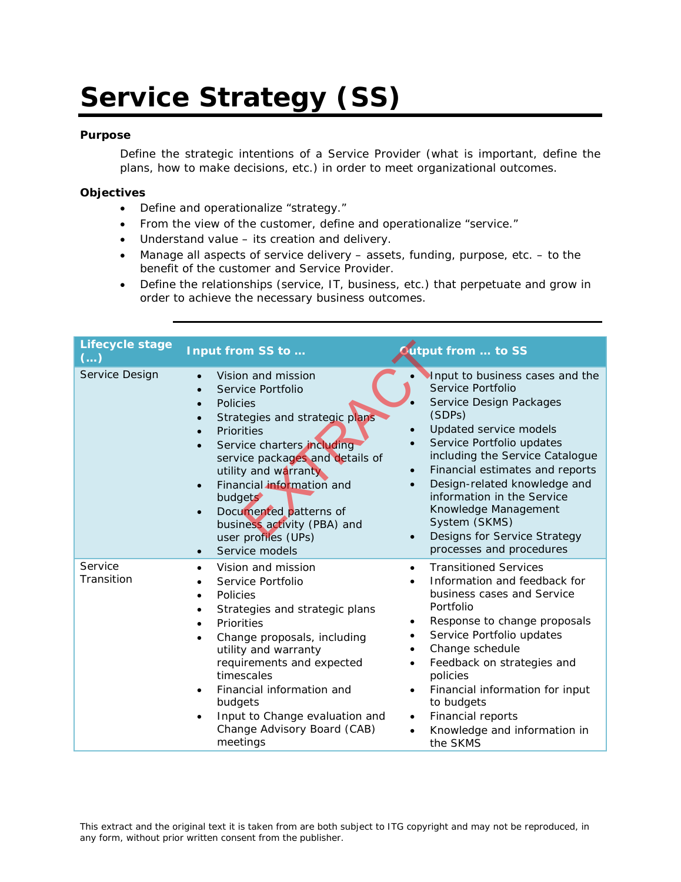# Service Strategy (SS)

**Purpose**

Define the strategic intentions of a Service Provider (what is important, define the plans, how to make decisions, etc.) in order to meet organizational outcomes.

**Objectives**

- Define and operationalize "strategy."
- From the view of the customer, define and operationalize "service."
- Understand value – its creation and delivery.
- Manage all aspects of service delivery – assets, funding, purpose, etc. – to the benefit of the customer and Service Provider.
- Define the relationships (service, IT, business, etc.) that perpetuate and grow in order to achieve the necessary business outcomes.

| Lifecycle stage (…) | Input from SS to … | Output from … to SS |
|---|---|---|
| Service Design | • Vision and mission<br>• Service Portfolio<br>• Policies<br>• Strategies and strategic plans<br>• Priorities<br>• Service charters including service packages and details of utility and warranty<br>• Financial information and budgets<br>• Documented patterns of business activity (PBA) and user profiles (UPs)<br>• Service models | • Input to business cases and the Service Portfolio<br>• Service Design Packages (SDPs)<br>• Updated service models<br>• Service Portfolio updates including the Service Catalogue<br>• Financial estimates and reports<br>• Design-related knowledge and information in the Service Knowledge Management System (SKMS)<br>• Designs for Service Strategy processes and procedures |
| Service Transition | • Vision and mission<br>• Service Portfolio<br>• Policies<br>• Strategies and strategic plans<br>• Priorities<br>• Change proposals, including utility and warranty requirements and expected timescales<br>• Financial information and budgets<br>• Input to Change evaluation and Change Advisory Board (CAB) meetings | • Transitioned Services<br>• Information and feedback for business cases and Service Portfolio<br>• Response to change proposals<br>• Service Portfolio updates<br>• Change schedule<br>• Feedback on strategies and policies<br>• Financial information for input to budgets<br>• Financial reports<br>• Knowledge and information in the SKMS |

This extract and the original text it is taken from are both subject to ITG copyright and may not be reproduced, in any form, without prior written consent from the publisher.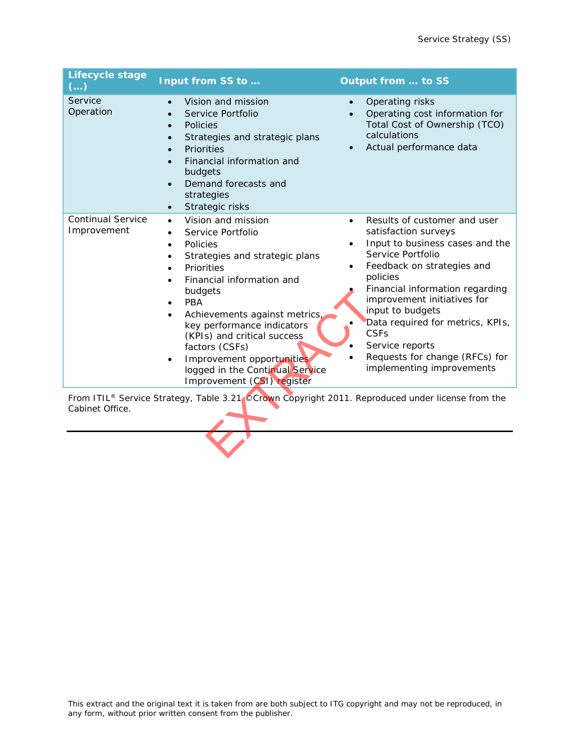| Lifecycle stage (…) | Input from SS to … | Output from … to SS |
|---|---|---|
| Service Operation | • Vision and mission<br>• Service Portfolio<br>• Policies<br>• Strategies and strategic plans<br>• Priorities<br>• Financial information and budgets<br>• Demand forecasts and strategies<br>• Strategic risks | • Operating risks<br>• Operating cost information for Total Cost of Ownership (TCO) calculations<br>• Actual performance data |
| Continual Service Improvement | • Vision and mission<br>• Service Portfolio<br>• Policies<br>• Strategies and strategic plans<br>• Priorities<br>• Financial information and budgets<br>• PBA<br>• Achievements against metrics, key performance indicators (KPIs) and critical success factors (CSFs)<br>• Improvement opportunities logged in the Continual Service Improvement (CSI) register | • Results of customer and user satisfaction surveys<br>• Input to business cases and the Service Portfolio<br>• Feedback on strategies and policies<br>• Financial information regarding improvement initiatives for input to budgets<br>• Data required for metrics, KPIs, CSFs<br>• Service reports<br>• Requests for change (RFCs) for implementing improvements |

From ITIL® Service Strategy, Table 3.21 ©Crown Copyright 2011. Reproduced under license from the Cabinet Office.

This extract and the original text it is taken from are both subject to ITG copyright and may not be reproduced, in any form, without prior written consent from the publisher.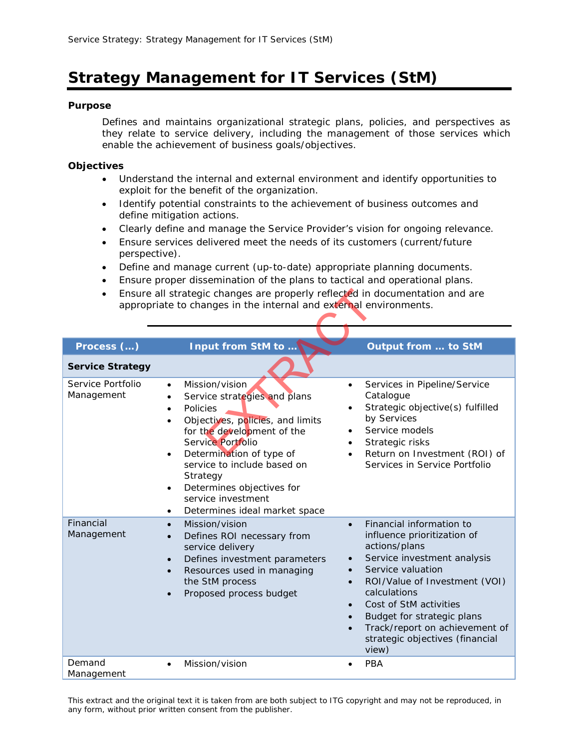# Strategy Management for IT Services (StM)

**Purpose**

Defines and maintains organizational strategic plans, policies, and perspectives as they relate to service delivery, including the management of those services which enable the achievement of business goals/objectives.

**Objectives**

- Understand the internal and external environment and identify opportunities to exploit for the benefit of the organization.
- Identify potential constraints to the achievement of business outcomes and define mitigation actions.
- Clearly define and manage the Service Provider's vision for ongoing relevance.
- Ensure services delivered meet the needs of its customers (current/future perspective).
- Define and manage current (up-to-date) appropriate planning documents.
- Ensure proper dissemination of the plans to tactical and operational plans.
- Ensure all strategic changes are properly reflected in documentation and are appropriate to changes in the internal and external environments.

---

| Process (…) | Input from StM to … | Output from … to StM |
|---|---|---|
| **Service Strategy** | | |
| Service Portfolio Management | • Mission/vision<br>• Service strategies and plans<br>• Policies<br>• Objectives, policies, and limits for the development of the Service Portfolio<br>• Determination of type of service to include based on Strategy<br>• Determines objectives for service investment<br>• Determines ideal market space | • Services in Pipeline/Service Catalogue<br>• Strategic objective(s) fulfilled by Services<br>• Service models<br>• Strategic risks<br>• Return on Investment (ROI) of Services in Service Portfolio |
| Financial Management | • Mission/vision<br>• Defines ROI necessary from service delivery<br>• Defines investment parameters<br>• Resources used in managing the StM process<br>• Proposed process budget | • Financial information to influence prioritization of actions/plans<br>• Service investment analysis<br>• Service valuation<br>• ROI/Value of Investment (VOI) calculations<br>• Cost of StM activities<br>• Budget for strategic plans<br>• Track/report on achievement of strategic objectives (financial view) |
| Demand Management | • Mission/vision | • PBA |

This extract and the original text it is taken from are both subject to ITG copyright and may not be reproduced, in any form, without prior written consent from the publisher.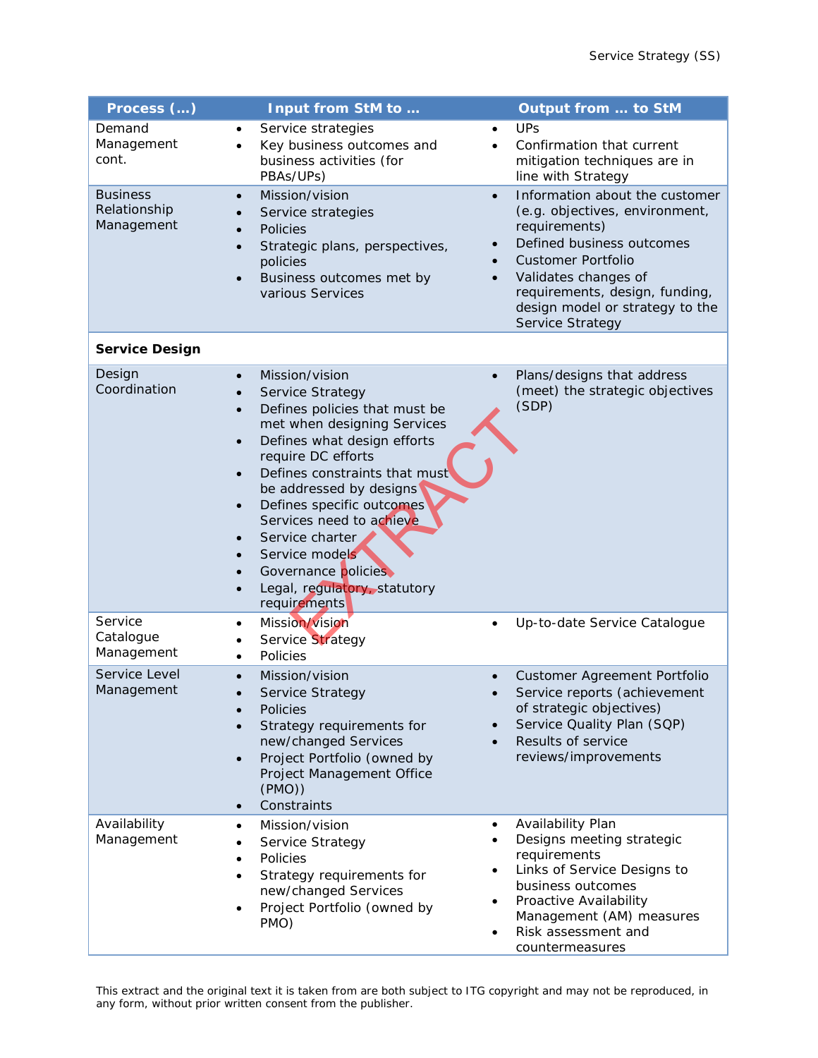| Process (…) | Input from StM to … | Output from … to StM |
|---|---|---|
| Demand Management cont. | • Service strategies<br>• Key business outcomes and business activities (for PBAs/UPs) | • UPs<br>• Confirmation that current mitigation techniques are in line with Strategy |
| Business Relationship Management | • Mission/vision<br>• Service strategies<br>• Policies<br>• Strategic plans, perspectives, policies<br>• Business outcomes met by various Services | • Information about the customer (e.g. objectives, environment, requirements)<br>• Defined business outcomes<br>• Customer Portfolio<br>• Validates changes of requirements, design, funding, design model or strategy to the Service Strategy |
| **Service Design** | | |
| Design Coordination | • Mission/vision<br>• Service Strategy<br>• Defines policies that must be met when designing Services<br>• Defines what design efforts require DC efforts<br>• Defines constraints that must be addressed by designs<br>• Defines specific outcomes Services need to achieve<br>• Service charter<br>• Service models<br>• Governance policies<br>• Legal, regulatory, statutory requirements | • Plans/designs that address (meet) the strategic objectives (SDP) |
| Service Catalogue Management | • Mission/vision<br>• Service Strategy<br>• Policies | • Up-to-date Service Catalogue |
| Service Level Management | • Mission/vision<br>• Service Strategy<br>• Policies<br>• Strategy requirements for new/changed Services<br>• Project Portfolio (owned by Project Management Office (PMO))<br>• Constraints | • Customer Agreement Portfolio<br>• Service reports (achievement of strategic objectives)<br>• Service Quality Plan (SQP)<br>• Results of service reviews/improvements |
| Availability Management | • Mission/vision<br>• Service Strategy<br>• Policies<br>• Strategy requirements for new/changed Services<br>• Project Portfolio (owned by PMO) | • Availability Plan<br>• Designs meeting strategic requirements<br>• Links of Service Designs to business outcomes<br>• Proactive Availability Management (AM) measures<br>• Risk assessment and countermeasures |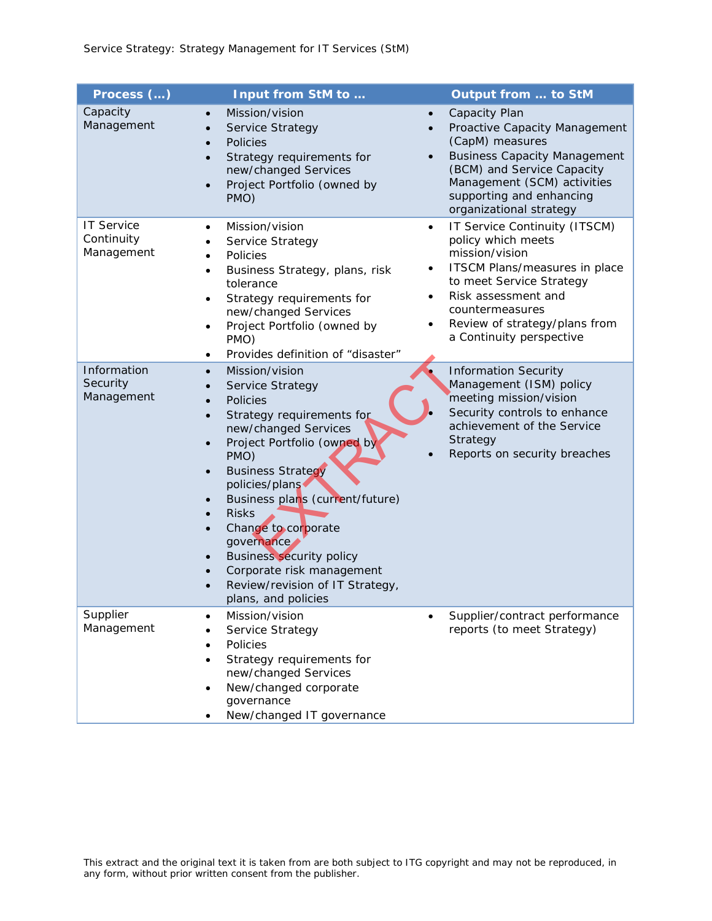| Process (…) | Input from StM to … | Output from … to StM |
|---|---|---|
| Capacity Management | • Mission/vision<br>• Service Strategy<br>• Policies<br>• Strategy requirements for new/changed Services<br>• Project Portfolio (owned by PMO) | • Capacity Plan<br>• Proactive Capacity Management (CapM) measures<br>• Business Capacity Management (BCM) and Service Capacity Management (SCM) activities supporting and enhancing organizational strategy |
| IT Service Continuity Management | • Mission/vision<br>• Service Strategy<br>• Policies<br>• Business Strategy, plans, risk tolerance<br>• Strategy requirements for new/changed Services<br>• Project Portfolio (owned by PMO)<br>• Provides definition of "disaster" | • IT Service Continuity (ITSCM) policy which meets mission/vision<br>• ITSCM Plans/measures in place to meet Service Strategy<br>• Risk assessment and countermeasures<br>• Review of strategy/plans from a Continuity perspective |
| Information Security Management | • Mission/vision<br>• Service Strategy<br>• Policies<br>• Strategy requirements for new/changed Services<br>• Project Portfolio (owned by PMO)<br>• Business Strategy policies/plans<br>• Business plans (current/future)<br>• Risks<br>• Change to corporate governance<br>• Business security policy<br>• Corporate risk management<br>• Review/revision of IT Strategy, plans, and policies | • Information Security Management (ISM) policy meeting mission/vision<br>• Security controls to enhance achievement of the Service Strategy<br>• Reports on security breaches |
| Supplier Management | • Mission/vision<br>• Service Strategy<br>• Policies<br>• Strategy requirements for new/changed Services<br>• New/changed corporate governance<br>• New/changed IT governance | • Supplier/contract performance reports (to meet Strategy) |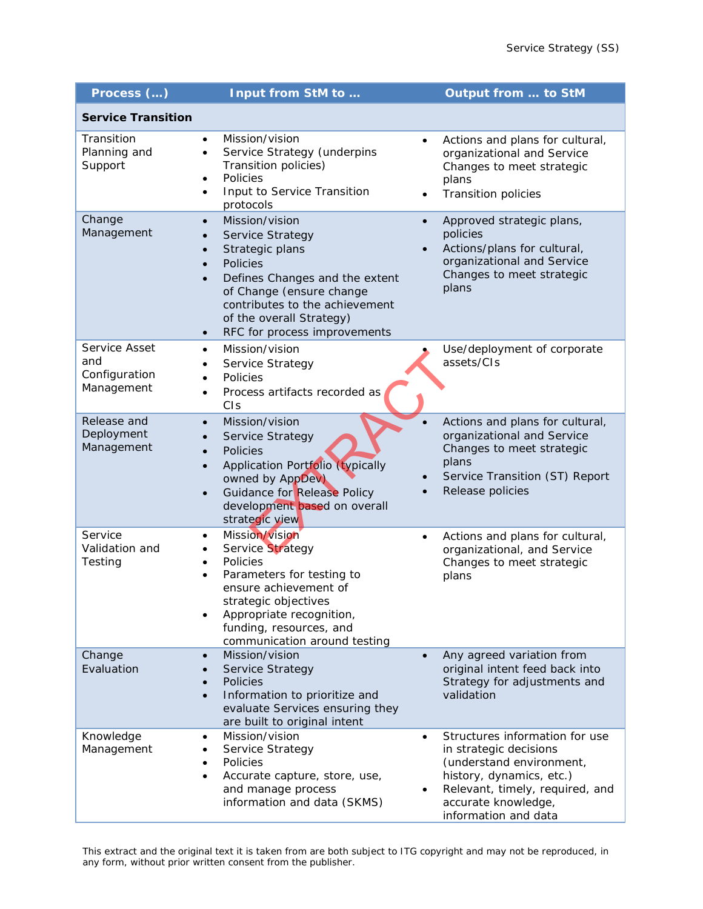| Process (…) | Input from StM to … | Output from … to StM |
| --- | --- | --- |
| **Service Transition** | | |
| Transition Planning and Support | • Mission/vision<br>• Service Strategy (underpins Transition policies)<br>• Policies<br>• Input to Service Transition protocols | • Actions and plans for cultural, organizational and Service Changes to meet strategic plans<br>• Transition policies |
| Change Management | • Mission/vision<br>• Service Strategy<br>• Strategic plans<br>• Policies<br>• Defines Changes and the extent of Change (ensure change contributes to the achievement of the overall Strategy)<br>• RFC for process improvements | • Approved strategic plans, policies<br>• Actions/plans for cultural, organizational and Service Changes to meet strategic plans |
| Service Asset and Configuration Management | • Mission/vision<br>• Service Strategy<br>• Policies<br>• Process artifacts recorded as CIs | • Use/deployment of corporate assets/CIs |
| Release and Deployment Management | • Mission/vision<br>• Service Strategy<br>• Policies<br>• Application Portfolio (typically owned by AppDev)<br>• Guidance for Release Policy development based on overall strategic view | • Actions and plans for cultural, organizational and Service Changes to meet strategic plans<br>• Service Transition (ST) Report<br>• Release policies |
| Service Validation and Testing | • Mission/vision<br>• Service Strategy<br>• Policies<br>• Parameters for testing to ensure achievement of strategic objectives<br>• Appropriate recognition, funding, resources, and communication around testing | • Actions and plans for cultural, organizational, and Service Changes to meet strategic plans |
| Change Evaluation | • Mission/vision<br>• Service Strategy<br>• Policies<br>• Information to prioritize and evaluate Services ensuring they are built to original intent | • Any agreed variation from original intent feed back into Strategy for adjustments and validation |
| Knowledge Management | • Mission/vision<br>• Service Strategy<br>• Policies<br>• Accurate capture, store, use, and manage process information and data (SKMS) | • Structures information for use in strategic decisions (understand environment, history, dynamics, etc.)<br>• Relevant, timely, required, and accurate knowledge, information and data |

This extract and the original text it is taken from are both subject to ITG copyright and may not be reproduced, in any form, without prior written consent from the publisher.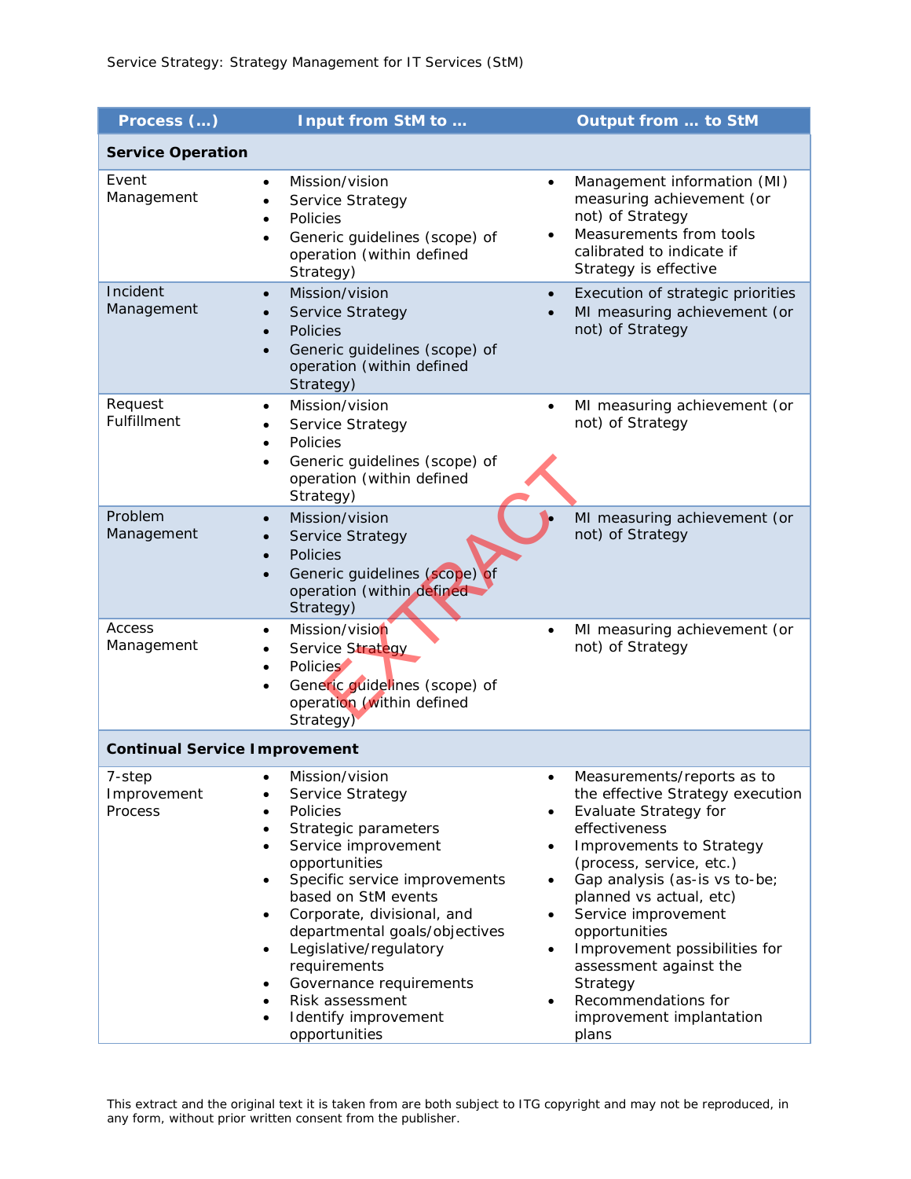| Process (…) | Input from StM to … | Output from … to StM |
|---|---|---|
| **Service Operation** | | |
| Event Management | • Mission/vision<br>• Service Strategy<br>• Policies<br>• Generic guidelines (scope) of operation (within defined Strategy) | • Management information (MI) measuring achievement (or not) of Strategy<br>• Measurements from tools calibrated to indicate if Strategy is effective |
| Incident Management | • Mission/vision<br>• Service Strategy<br>• Policies<br>• Generic guidelines (scope) of operation (within defined Strategy) | • Execution of strategic priorities<br>• MI measuring achievement (or not) of Strategy |
| Request Fulfillment | • Mission/vision<br>• Service Strategy<br>• Policies<br>• Generic guidelines (scope) of operation (within defined Strategy) | • MI measuring achievement (or not) of Strategy |
| Problem Management | • Mission/vision<br>• Service Strategy<br>• Policies<br>• Generic guidelines (scope) of operation (within defined Strategy) | • MI measuring achievement (or not) of Strategy |
| Access Management | • Mission/vision<br>• Service Strategy<br>• Policies<br>• Generic guidelines (scope) of operation (within defined Strategy) | • MI measuring achievement (or not) of Strategy |
| **Continual Service Improvement** | | |
| 7-step Improvement Process | • Mission/vision<br>• Service Strategy<br>• Policies<br>• Strategic parameters<br>• Service improvement opportunities<br>• Specific service improvements based on StM events<br>• Corporate, divisional, and departmental goals/objectives<br>• Legislative/regulatory requirements<br>• Governance requirements<br>• Risk assessment<br>• Identify improvement opportunities | • Measurements/reports as to the effective Strategy execution<br>• Evaluate Strategy for effectiveness<br>• Improvements to Strategy (process, service, etc.)<br>• Gap analysis (as-is vs to-be; planned vs actual, etc)<br>• Service improvement opportunities<br>• Improvement possibilities for assessment against the Strategy<br>• Recommendations for improvement implantation plans |

This extract and the original text it is taken from are both subject to ITG copyright and may not be reproduced, in any form, without prior written consent from the publisher.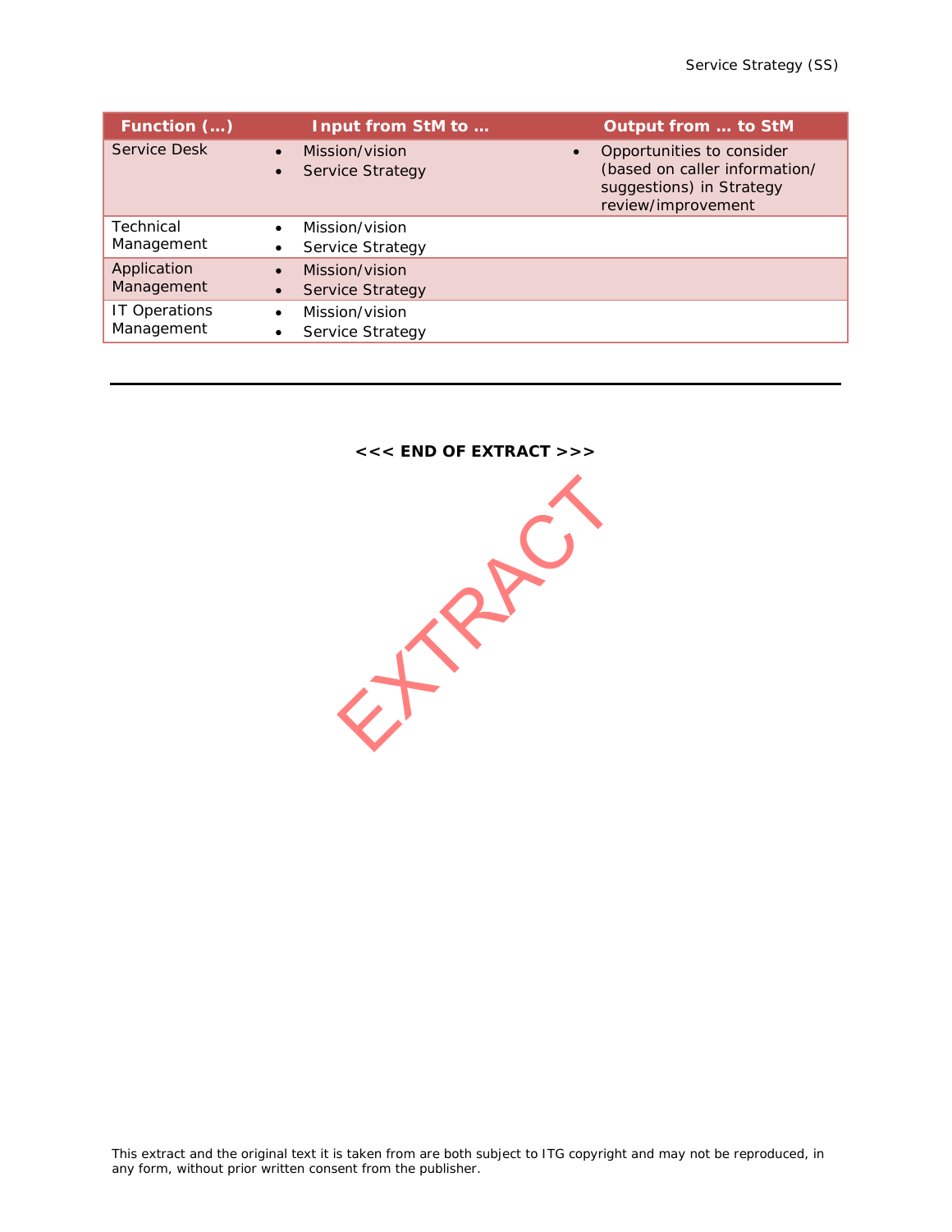| Function (…) | Input from StM to … | Output from … to StM |
|---|---|---|
| Service Desk | • Mission/vision<br>• Service Strategy | • Opportunities to consider (based on caller information/ suggestions) in Strategy review/improvement |
| Technical Management | • Mission/vision<br>• Service Strategy | |
| Application Management | • Mission/vision<br>• Service Strategy | |
| IT Operations Management | • Mission/vision<br>• Service Strategy | |

---

**<<< END OF EXTRACT >>>**

This extract and the original text it is taken from are both subject to ITG copyright and may not be reproduced, in any form, without prior written consent from the publisher.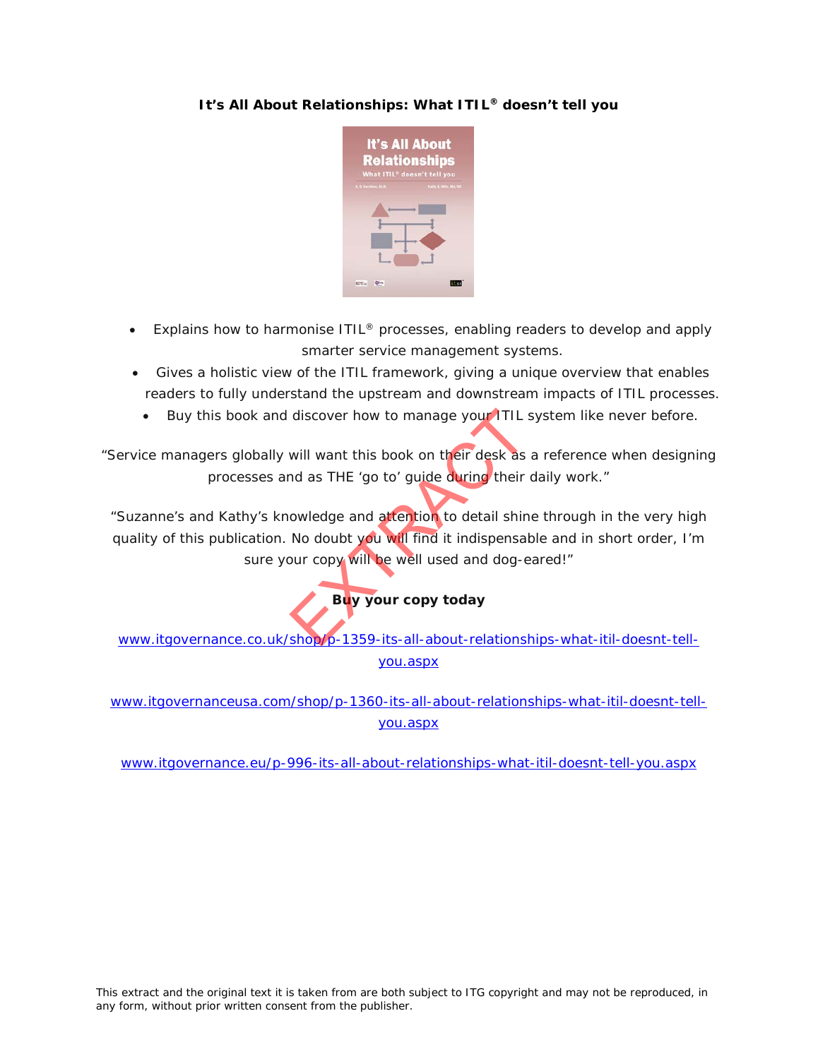**It's All About Relationships: What ITIL® doesn't tell you**

- Explains how to harmonise ITIL® processes, enabling readers to develop and apply smarter service management systems.
- Gives a holistic view of the ITIL framework, giving a unique overview that enables readers to fully understand the upstream and downstream impacts of ITIL processes.
- Buy this book and discover how to manage your ITIL system like never before.

"Service managers globally will want this book on their desk as a reference when designing processes and as THE 'go to' guide during their daily work."

"Suzanne's and Kathy's knowledge and attention to detail shine through in the very high quality of this publication. No doubt you will find it indispensable and in short order, I'm sure your copy will be well used and dog-eared!"

**Buy your copy today**

www.itgovernance.co.uk/shop/p-1359-its-all-about-relationships-what-itil-doesnt-tell-you.aspx

www.itgovernanceusa.com/shop/p-1360-its-all-about-relationships-what-itil-doesnt-tell-you.aspx

www.itgovernance.eu/p-996-its-all-about-relationships-what-itil-doesnt-tell-you.aspx

This extract and the original text it is taken from are both subject to ITG copyright and may not be reproduced, in any form, without prior written consent from the publisher.